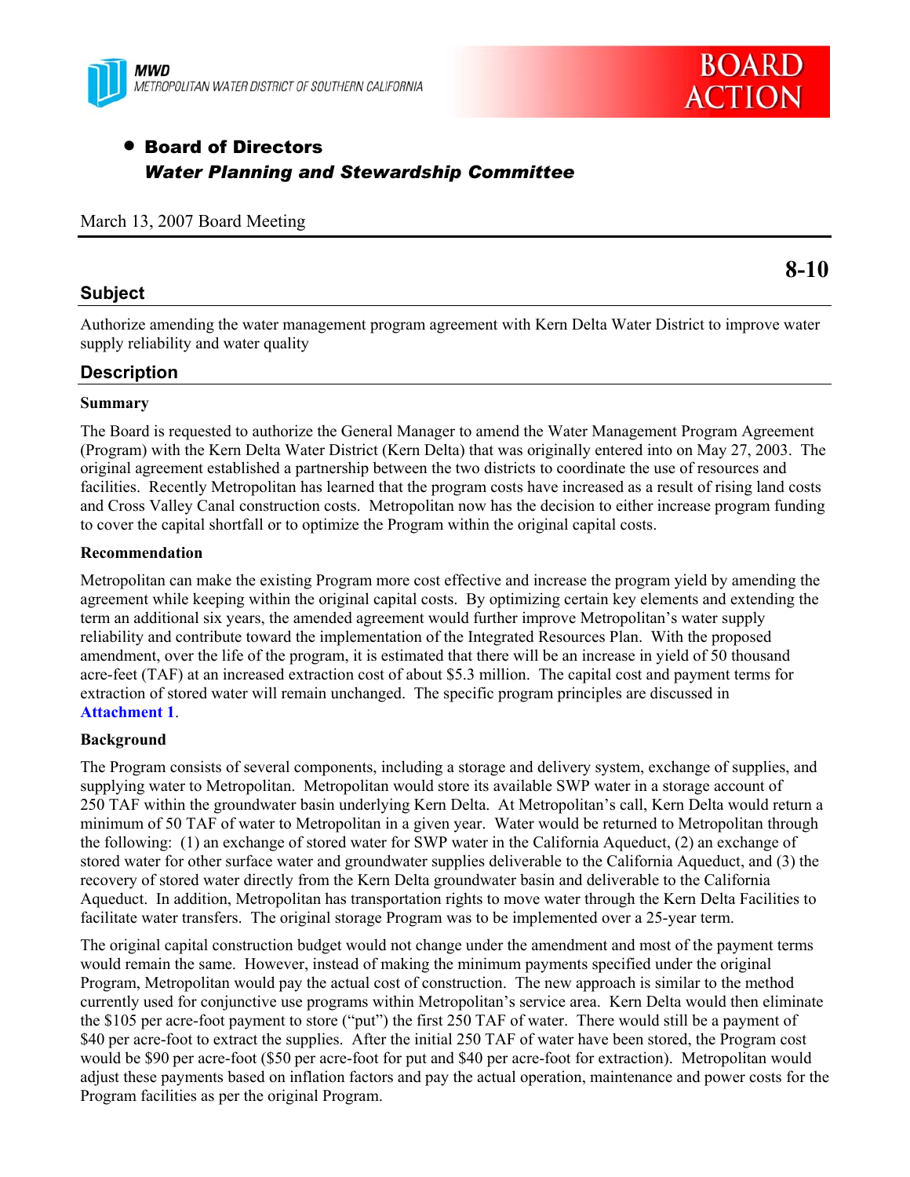MWD
METROPOLITAN WATER DISTRICT OF SOUTHERN CALIFORNIA

BOARD ACTION

- **Board of Directors**
  ***Water Planning and Stewardship Committee***

March 13, 2007 Board Meeting

**8-10**

## Subject

Authorize amending the water management program agreement with Kern Delta Water District to improve water supply reliability and water quality

## Description

**Summary**

The Board is requested to authorize the General Manager to amend the Water Management Program Agreement (Program) with the Kern Delta Water District (Kern Delta) that was originally entered into on May 27, 2003. The original agreement established a partnership between the two districts to coordinate the use of resources and facilities. Recently Metropolitan has learned that the program costs have increased as a result of rising land costs and Cross Valley Canal construction costs. Metropolitan now has the decision to either increase program funding to cover the capital shortfall or to optimize the Program within the original capital costs.

**Recommendation**

Metropolitan can make the existing Program more cost effective and increase the program yield by amending the agreement while keeping within the original capital costs. By optimizing certain key elements and extending the term an additional six years, the amended agreement would further improve Metropolitan's water supply reliability and contribute toward the implementation of the Integrated Resources Plan. With the proposed amendment, over the life of the program, it is estimated that there will be an increase in yield of 50 thousand acre-feet (TAF) at an increased extraction cost of about $5.3 million. The capital cost and payment terms for extraction of stored water will remain unchanged. The specific program principles are discussed in **Attachment 1**.

**Background**

The Program consists of several components, including a storage and delivery system, exchange of supplies, and supplying water to Metropolitan. Metropolitan would store its available SWP water in a storage account of 250 TAF within the groundwater basin underlying Kern Delta. At Metropolitan's call, Kern Delta would return a minimum of 50 TAF of water to Metropolitan in a given year. Water would be returned to Metropolitan through the following: (1) an exchange of stored water for SWP water in the California Aqueduct, (2) an exchange of stored water for other surface water and groundwater supplies deliverable to the California Aqueduct, and (3) the recovery of stored water directly from the Kern Delta groundwater basin and deliverable to the California Aqueduct. In addition, Metropolitan has transportation rights to move water through the Kern Delta Facilities to facilitate water transfers. The original storage Program was to be implemented over a 25-year term.

The original capital construction budget would not change under the amendment and most of the payment terms would remain the same. However, instead of making the minimum payments specified under the original Program, Metropolitan would pay the actual cost of construction. The new approach is similar to the method currently used for conjunctive use programs within Metropolitan's service area. Kern Delta would then eliminate the $105 per acre-foot payment to store ("put") the first 250 TAF of water. There would still be a payment of $40 per acre-foot to extract the supplies. After the initial 250 TAF of water have been stored, the Program cost would be $90 per acre-foot ($50 per acre-foot for put and $40 per acre-foot for extraction). Metropolitan would adjust these payments based on inflation factors and pay the actual operation, maintenance and power costs for the Program facilities as per the original Program.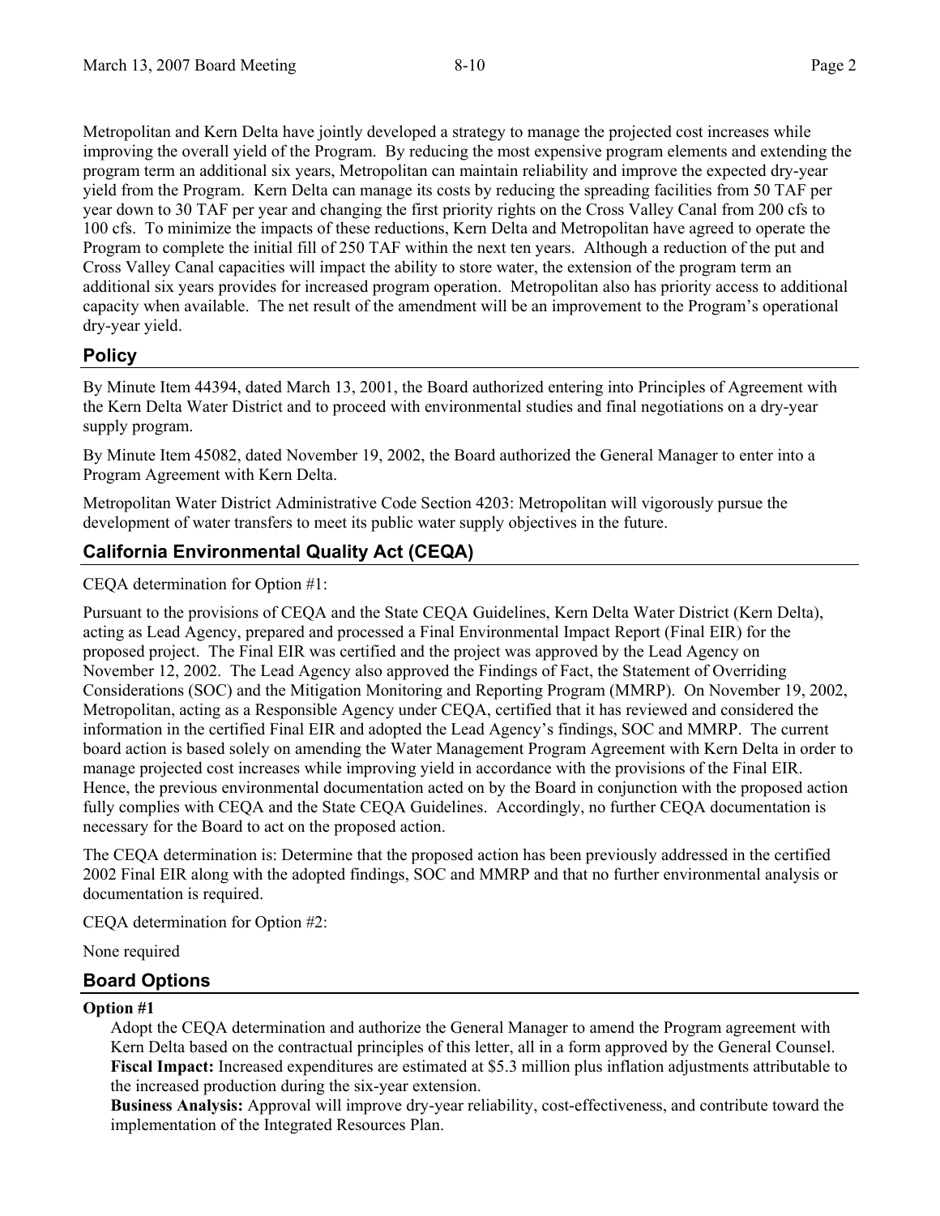Metropolitan and Kern Delta have jointly developed a strategy to manage the projected cost increases while improving the overall yield of the Program. By reducing the most expensive program elements and extending the program term an additional six years, Metropolitan can maintain reliability and improve the expected dry-year yield from the Program. Kern Delta can manage its costs by reducing the spreading facilities from 50 TAF per year down to 30 TAF per year and changing the first priority rights on the Cross Valley Canal from 200 cfs to 100 cfs. To minimize the impacts of these reductions, Kern Delta and Metropolitan have agreed to operate the Program to complete the initial fill of 250 TAF within the next ten years. Although a reduction of the put and Cross Valley Canal capacities will impact the ability to store water, the extension of the program term an additional six years provides for increased program operation. Metropolitan also has priority access to additional capacity when available. The net result of the amendment will be an improvement to the Program's operational dry-year yield.

## Policy

By Minute Item 44394, dated March 13, 2001, the Board authorized entering into Principles of Agreement with the Kern Delta Water District and to proceed with environmental studies and final negotiations on a dry-year supply program.

By Minute Item 45082, dated November 19, 2002, the Board authorized the General Manager to enter into a Program Agreement with Kern Delta.

Metropolitan Water District Administrative Code Section 4203: Metropolitan will vigorously pursue the development of water transfers to meet its public water supply objectives in the future.

## California Environmental Quality Act (CEQA)

CEQA determination for Option #1:

Pursuant to the provisions of CEQA and the State CEQA Guidelines, Kern Delta Water District (Kern Delta), acting as Lead Agency, prepared and processed a Final Environmental Impact Report (Final EIR) for the proposed project. The Final EIR was certified and the project was approved by the Lead Agency on November 12, 2002. The Lead Agency also approved the Findings of Fact, the Statement of Overriding Considerations (SOC) and the Mitigation Monitoring and Reporting Program (MMRP). On November 19, 2002, Metropolitan, acting as a Responsible Agency under CEQA, certified that it has reviewed and considered the information in the certified Final EIR and adopted the Lead Agency's findings, SOC and MMRP. The current board action is based solely on amending the Water Management Program Agreement with Kern Delta in order to manage projected cost increases while improving yield in accordance with the provisions of the Final EIR. Hence, the previous environmental documentation acted on by the Board in conjunction with the proposed action fully complies with CEQA and the State CEQA Guidelines. Accordingly, no further CEQA documentation is necessary for the Board to act on the proposed action.

The CEQA determination is: Determine that the proposed action has been previously addressed in the certified 2002 Final EIR along with the adopted findings, SOC and MMRP and that no further environmental analysis or documentation is required.

CEQA determination for Option #2:

None required

## Board Options

**Option #1**

Adopt the CEQA determination and authorize the General Manager to amend the Program agreement with Kern Delta based on the contractual principles of this letter, all in a form approved by the General Counsel.
**Fiscal Impact:** Increased expenditures are estimated at $5.3 million plus inflation adjustments attributable to the increased production during the six-year extension.
**Business Analysis:** Approval will improve dry-year reliability, cost-effectiveness, and contribute toward the implementation of the Integrated Resources Plan.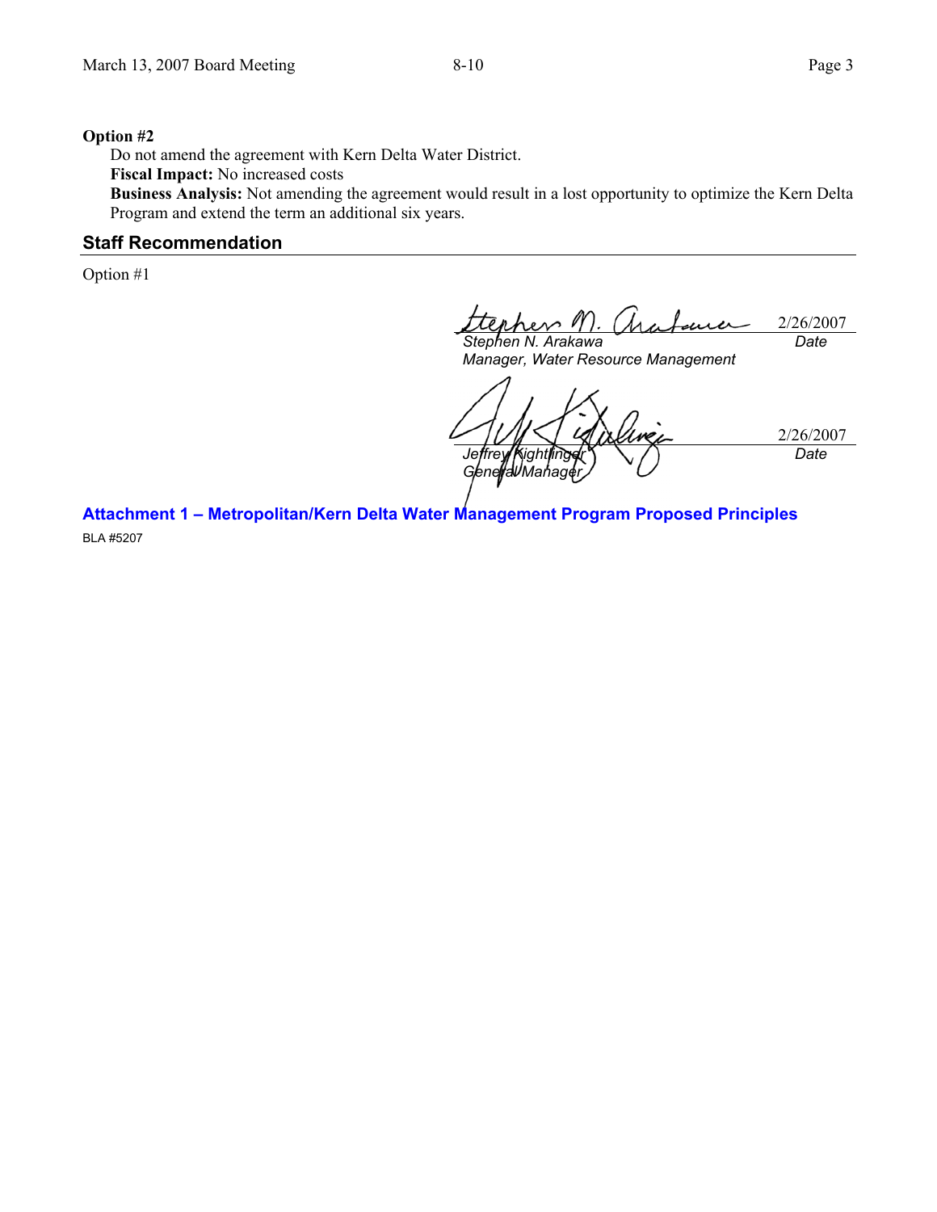**Option #2**

Do not amend the agreement with Kern Delta Water District.

**Fiscal Impact:** No increased costs

**Business Analysis:** Not amending the agreement would result in a lost opportunity to optimize the Kern Delta Program and extend the term an additional six years.

## Staff Recommendation

Option #1

| | |
|---|---|
| *Stephen N. Arakawa* | 2/26/2007 |
| *Manager, Water Resource Management* | *Date* |

| | |
|---|---|
| *Jeffrey Kightlinger* | 2/26/2007 |
| *General Manager* | *Date* |

**Attachment 1 – Metropolitan/Kern Delta Water Management Program Proposed Principles**

BLA #5207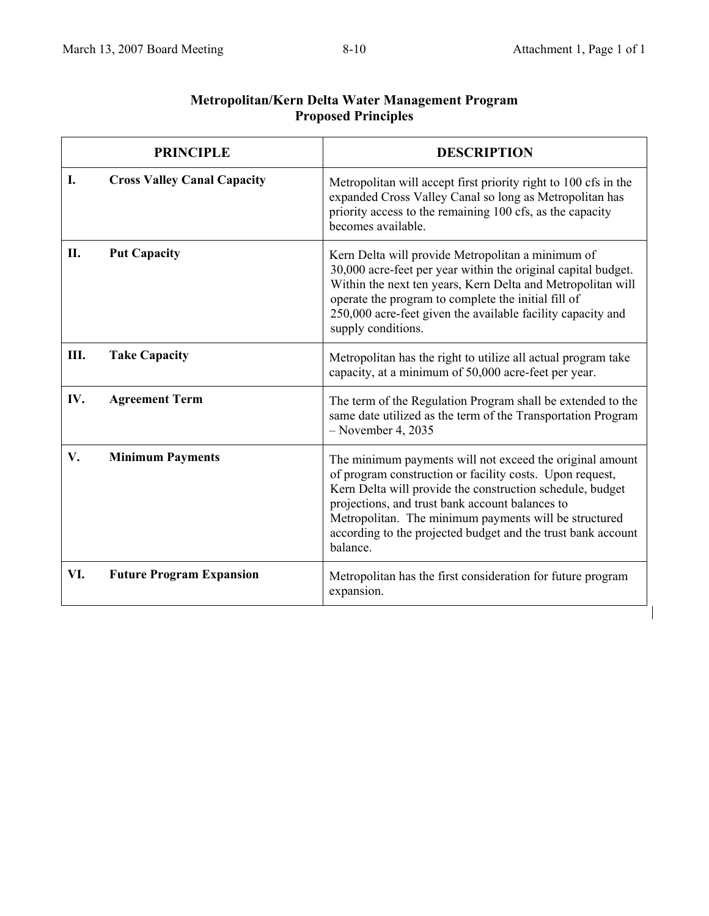# Metropolitan/Kern Delta Water Management Program
## Proposed Principles

| PRINCIPLE | DESCRIPTION |
|---|---|
| **I. Cross Valley Canal Capacity** | Metropolitan will accept first priority right to 100 cfs in the expanded Cross Valley Canal so long as Metropolitan has priority access to the remaining 100 cfs, as the capacity becomes available. |
| **II. Put Capacity** | Kern Delta will provide Metropolitan a minimum of 30,000 acre-feet per year within the original capital budget. Within the next ten years, Kern Delta and Metropolitan will operate the program to complete the initial fill of 250,000 acre-feet given the available facility capacity and supply conditions. |
| **III. Take Capacity** | Metropolitan has the right to utilize all actual program take capacity, at a minimum of 50,000 acre-feet per year. |
| **IV. Agreement Term** | The term of the Regulation Program shall be extended to the same date utilized as the term of the Transportation Program – November 4, 2035 |
| **V. Minimum Payments** | The minimum payments will not exceed the original amount of program construction or facility costs. Upon request, Kern Delta will provide the construction schedule, budget projections, and trust bank account balances to Metropolitan. The minimum payments will be structured according to the projected budget and the trust bank account balance. |
| **VI. Future Program Expansion** | Metropolitan has the first consideration for future program expansion. |